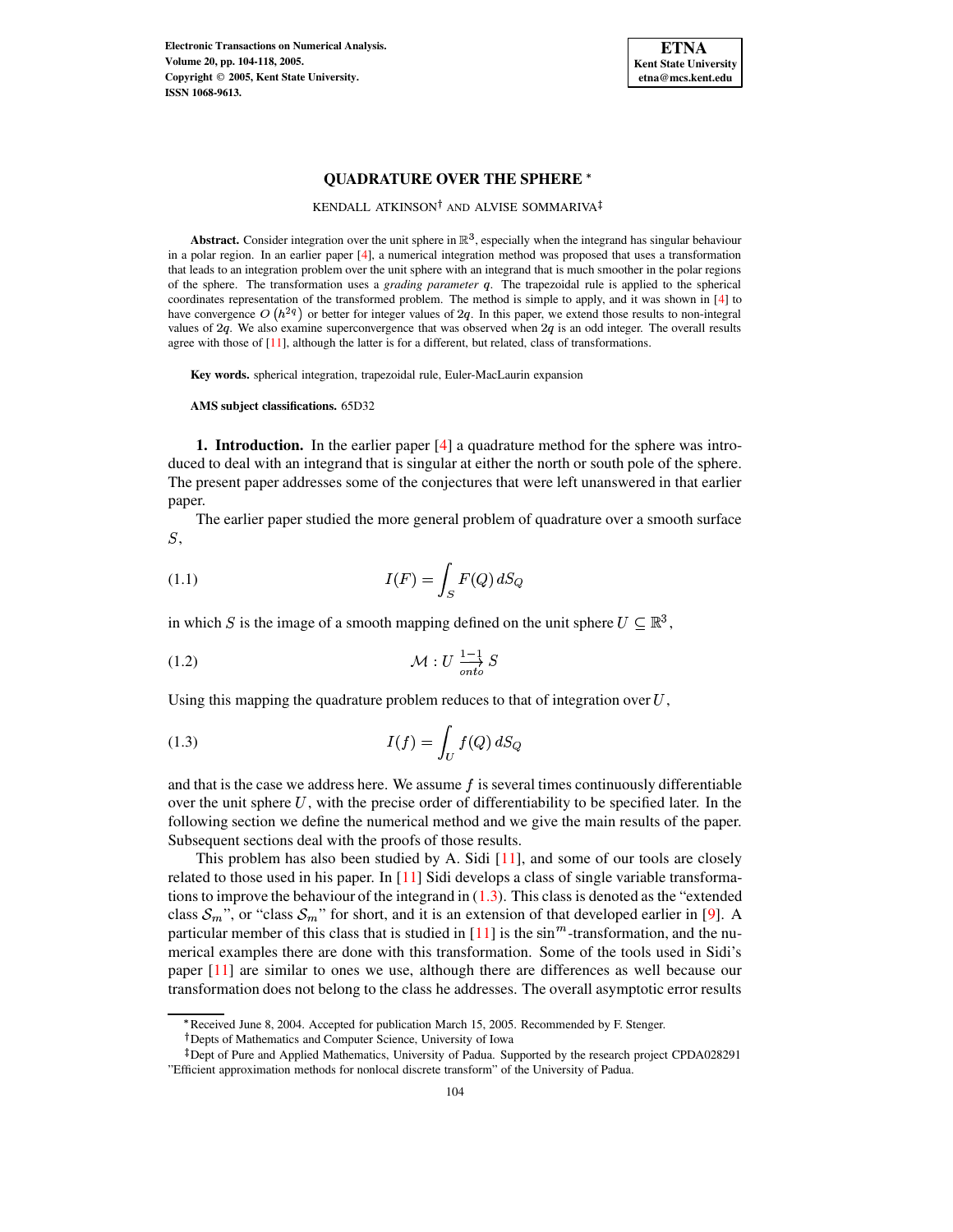# QUADRATURE OVER THE SPHERE *

KENDALL ATKINSON† AND ALVISE SOMMARIVA‡

**Abstract.** Consider integration over the unit sphere in $\mathbb{R}^3$, especially when the integrand has singular behaviour in a polar region. In an earlier paper [4], a numerical integration method was proposed that uses a transformation that leads to an integration problem over the unit sphere with an integrand that is much smoother in the polar regions of the sphere. The transformation uses a *grading parameter* $q$. The trapezoidal rule is applied to the spherical coordinates representation of the transformed problem. The method is simple to apply, and it was shown in [4] to have convergence $O\left(h^{2q}\right)$ or better for integer values of $2q$. In this paper, we extend those results to non-integral values of $2q$. We also examine superconvergence that was observed when $2q$ is an odd integer. The overall results agree with those of [11], although the latter is for a different, but related, class of transformations.

**Key words.** spherical integration, trapezoidal rule, Euler-MacLaurin expansion

**AMS subject classifications.** 65D32

**1. Introduction.** In the earlier paper [4] a quadrature method for the sphere was introduced to deal with an integrand that is singular at either the north or south pole of the sphere. The present paper addresses some of the conjectures that were left unanswered in that earlier paper.

The earlier paper studied the more general problem of quadrature over a smooth surface $S$,

$$I(F) = \int_S F(Q)\, dS_Q \tag{1.1}$$

in which $S$ is the image of a smooth mapping defined on the unit sphere $U \subseteq \mathbb{R}^3$,

$$\mathcal{M} : U \xrightarrow[onto]{1-1} S \tag{1.2}$$

Using this mapping the quadrature problem reduces to that of integration over $U$,

$$I(f) = \int_U f(Q)\, dS_Q \tag{1.3}$$

and that is the case we address here. We assume $f$ is several times continuously differentiable over the unit sphere $U$, with the precise order of differentiability to be specified later. In the following section we define the numerical method and we give the main results of the paper. Subsequent sections deal with the proofs of those results.

This problem has also been studied by A. Sidi [11], and some of our tools are closely related to those used in his paper. In [11] Sidi develops a class of single variable transformations to improve the behaviour of the integrand in (1.3). This class is denoted as the "extended class $\mathcal{S}_m$", or "class $\mathcal{S}_m$" for short, and it is an extension of that developed earlier in [9]. A particular member of this class that is studied in [11] is the $\sin^m$-transformation, and the numerical examples there are done with this transformation. Some of the tools used in Sidi's paper [11] are similar to ones we use, although there are differences as well because our transformation does not belong to the class he addresses. The overall asymptotic error results

*Received June 8, 2004. Accepted for publication March 15, 2005. Recommended by F. Stenger.

†Depts of Mathematics and Computer Science, University of Iowa

‡Dept of Pure and Applied Mathematics, University of Padua. Supported by the research project CPDA028291 "Efficient approximation methods for nonlocal discrete transform" of the University of Padua.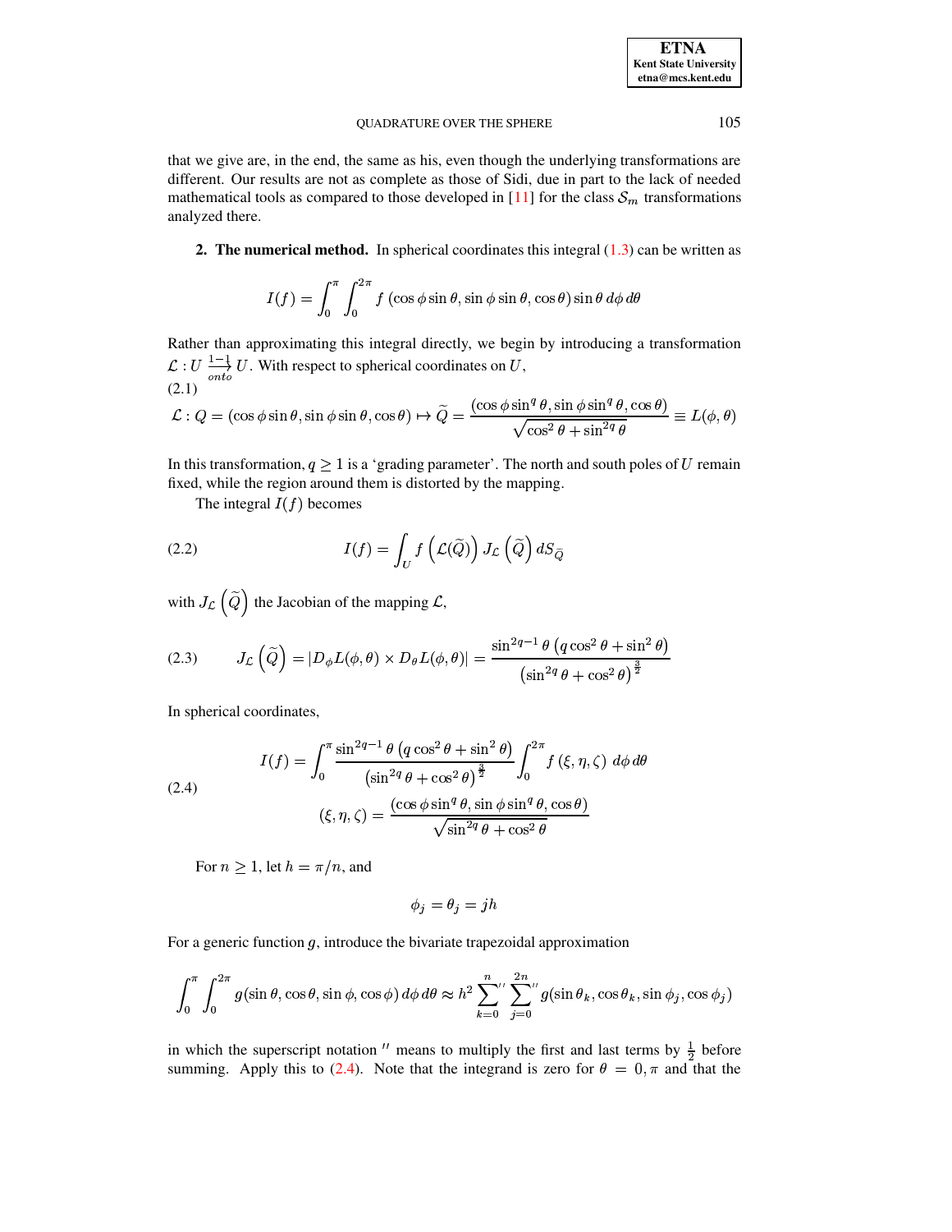that we give are, in the end, the same as his, even though the underlying transformations are different. Our results are not as complete as those of Sidi, due in part to the lack of needed mathematical tools as compared to those developed in [11] for the class $\mathcal{S}_m$ transformations analyzed there.

## 2. The numerical method.

In spherical coordinates this integral (1.3) can be written as

$$I(f) = \int_0^{\pi} \int_0^{2\pi} f\left(\cos\phi \sin\theta, \sin\phi \sin\theta, \cos\theta\right) \sin\theta \, d\phi \, d\theta$$

Rather than approximating this integral directly, we begin by introducing a transformation $\mathcal{L} : U \xrightarrow[onto]{1-1} U$. With respect to spherical coordinates on $U$,

$$\mathcal{L} : Q = (\cos\phi \sin\theta, \sin\phi \sin\theta, \cos\theta) \mapsto \widetilde{Q} = \frac{(\cos\phi \sin^q\theta, \sin\phi \sin^q\theta, \cos\theta)}{\sqrt{\cos^2\theta + \sin^{2q}\theta}} \equiv L(\phi, \theta) \tag{2.1}$$

In this transformation, $q \geq 1$ is a 'grading parameter'. The north and south poles of $U$ remain fixed, while the region around them is distorted by the mapping.

The integral $I(f)$ becomes

$$I(f) = \int_U f\left(\mathcal{L}(\widetilde{Q})\right) J_{\mathcal{L}}\left(\widetilde{Q}\right) dS_{\widetilde{Q}} \tag{2.2}$$

with $J_{\mathcal{L}}\left(\widetilde{Q}\right)$ the Jacobian of the mapping $\mathcal{L}$,

$$J_{\mathcal{L}}\left(\widetilde{Q}\right) = \left|D_\phi L(\phi,\theta) \times D_\theta L(\phi,\theta)\right| = \frac{\sin^{2q-1}\theta\left(q\cos^2\theta + \sin^2\theta\right)}{\left(\sin^{2q}\theta + \cos^2\theta\right)^{\frac{3}{2}}} \tag{2.3}$$

In spherical coordinates,

$$\begin{aligned} I(f) &= \int_0^{\pi} \frac{\sin^{2q-1}\theta\left(q\cos^2\theta + \sin^2\theta\right)}{\left(\sin^{2q}\theta + \cos^2\theta\right)^{\frac{3}{2}}} \int_0^{2\pi} f\left(\xi, \eta, \zeta\right) \, d\phi \, d\theta \\ (\xi, \eta, \zeta) &= \frac{(\cos\phi \sin^q\theta, \sin\phi \sin^q\theta, \cos\theta)}{\sqrt{\sin^{2q}\theta + \cos^2\theta}} \end{aligned} \tag{2.4}$$

For $n \geq 1$, let $h = \pi/n$, and

$$\phi_j = \theta_j = jh$$

For a generic function $g$, introduce the bivariate trapezoidal approximation

$$\int_0^{\pi} \int_0^{2\pi} g(\sin\theta, \cos\theta, \sin\phi, \cos\phi) \, d\phi \, d\theta \approx h^2 \sum_{k=0}^{n}{}'' \sum_{j=0}^{2n}{}'' g(\sin\theta_k, \cos\theta_k, \sin\phi_j, \cos\phi_j)$$

in which the superscript notation $''$ means to multiply the first and last terms by $\frac{1}{2}$ before summing. Apply this to (2.4). Note that the integrand is zero for $\theta = 0, \pi$ and that the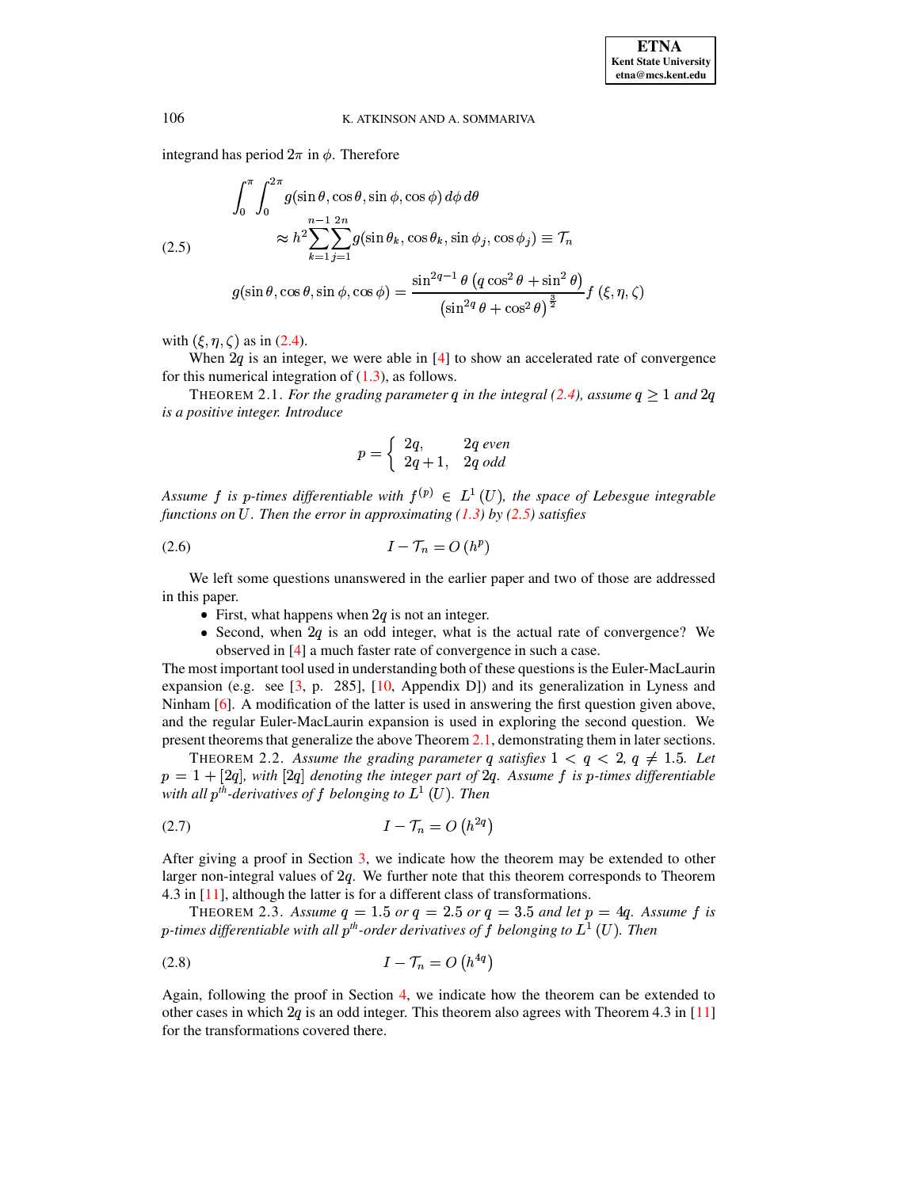integrand has period $2\pi$ in $\phi$. Therefore

$$
\begin{aligned}
&\int_0^{\pi}\int_0^{2\pi} g(\sin\theta,\cos\theta,\sin\phi,\cos\phi)\,d\phi\,d\theta \\
&\qquad \approx h^2\sum_{k=1}^{n-1}\sum_{j=1}^{2n} g(\sin\theta_k,\cos\theta_k,\sin\phi_j,\cos\phi_j) \equiv \mathcal{T}_n \qquad (2.5)\\
&g(\sin\theta,\cos\theta,\sin\phi,\cos\phi) = \frac{\sin^{2q-1}\theta\left(q\cos^2\theta+\sin^2\theta\right)}{\left(\sin^{2q}\theta+\cos^2\theta\right)^{\frac{3}{2}}} f\left(\xi,\eta,\zeta\right)
\end{aligned}
$$

with $(\xi,\eta,\zeta)$ as in (2.4).

When $2q$ is an integer, we were able in [4] to show an accelerated rate of convergence for this numerical integration of (1.3), as follows.

THEOREM 2.1. *For the grading parameter $q$ in the integral (2.4), assume $q \geq 1$ and $2q$ is a positive integer. Introduce*

$$
p = \begin{cases} 2q, & 2q \text{ even} \\ 2q+1, & 2q \text{ odd} \end{cases}
$$

*Assume $f$ is $p$-times differentiable with $f^{(p)} \in L^1(U)$, the space of Lebesgue integrable functions on $U$. Then the error in approximating (1.3) by (2.5) satisfies*

$$
I - \mathcal{T}_n = O\left(h^p\right) \qquad (2.6)
$$

We left some questions unanswered in the earlier paper and two of those are addressed in this paper.

- First, what happens when $2q$ is not an integer.
- Second, when $2q$ is an odd integer, what is the actual rate of convergence? We observed in [4] a much faster rate of convergence in such a case.

The most important tool used in understanding both of these questions is the Euler-MacLaurin expansion (e.g. see [3, p. 285], [10, Appendix D]) and its generalization in Lyness and Ninham [6]. A modification of the latter is used in answering the first question given above, and the regular Euler-MacLaurin expansion is used in exploring the second question. We present theorems that generalize the above Theorem 2.1, demonstrating them in later sections.

THEOREM 2.2. *Assume the grading parameter $q$ satisfies $1 < q < 2$, $q \neq 1.5$. Let $p = 1 + [2q]$, with $[2q]$ denoting the integer part of $2q$. Assume $f$ is $p$-times differentiable with all $p^{th}$-derivatives of $f$ belonging to $L^1(U)$. Then*

$$
I - \mathcal{T}_n = O\left(h^{2q}\right) \qquad (2.7)
$$

After giving a proof in Section 3, we indicate how the theorem may be extended to other larger non-integral values of $2q$. We further note that this theorem corresponds to Theorem 4.3 in [11], although the latter is for a different class of transformations.

THEOREM 2.3. *Assume $q = 1.5$ or $q = 2.5$ or $q = 3.5$ and let $p = 4q$. Assume $f$ is $p$-times differentiable with all $p^{th}$-order derivatives of $f$ belonging to $L^1(U)$. Then*

$$
I - \mathcal{T}_n = O\left(h^{4q}\right) \qquad (2.8)
$$

Again, following the proof in Section 4, we indicate how the theorem can be extended to other cases in which $2q$ is an odd integer. This theorem also agrees with Theorem 4.3 in [11] for the transformations covered there.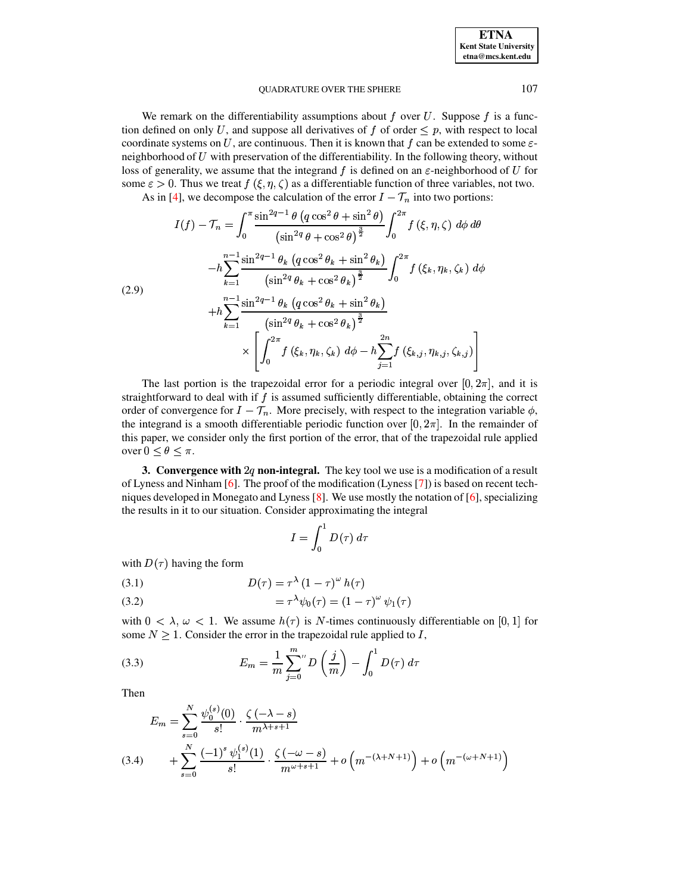We remark on the differentiability assumptions about $f$ over $U$. Suppose $f$ is a function defined on only $U$, and suppose all derivatives of $f$ of order $\leq p$, with respect to local coordinate systems on $U$, are continuous. Then it is known that $f$ can be extended to some $\varepsilon$-neighborhood of $U$ with preservation of the differentiability. In the following theory, without loss of generality, we assume that the integrand $f$ is defined on an $\varepsilon$-neighborhood of $U$ for some $\varepsilon > 0$. Thus we treat $f(\xi, \eta, \zeta)$ as a differentiable function of three variables, not two.

As in [4], we decompose the calculation of the error $I - \mathcal{T}_n$ into two portions:

$$
\begin{aligned}
I(f) - \mathcal{T}_n = & \int_0^\pi \frac{\sin^{2q-1}\theta \left(q\cos^2\theta + \sin^2\theta\right)}{\left(\sin^{2q}\theta + \cos^2\theta\right)^{\frac{3}{2}}} \int_0^{2\pi} f(\xi, \eta, \zeta)\, d\phi\, d\theta \\
& - h \sum_{k=1}^{n-1} \frac{\sin^{2q-1}\theta_k \left(q\cos^2\theta_k + \sin^2\theta_k\right)}{\left(\sin^{2q}\theta_k + \cos^2\theta_k\right)^{\frac{3}{2}}} \int_0^{2\pi} f(\xi_k, \eta_k, \zeta_k)\, d\phi \\
& + h \sum_{k=1}^{n-1} \frac{\sin^{2q-1}\theta_k \left(q\cos^2\theta_k + \sin^2\theta_k\right)}{\left(\sin^{2q}\theta_k + \cos^2\theta_k\right)^{\frac{3}{2}}} \\
& \qquad \times \left[\int_0^{2\pi} f(\xi_k, \eta_k, \zeta_k)\, d\phi - h \sum_{j=1}^{2n} f(\xi_{k,j}, \eta_{k,j}, \zeta_{k,j})\right]
\end{aligned} \tag{2.9}
$$

The last portion is the trapezoidal error for a periodic integral over $[0, 2\pi]$, and it is straightforward to deal with if $f$ is assumed sufficiently differentiable, obtaining the correct order of convergence for $I - \mathcal{T}_n$. More precisely, with respect to the integration variable $\phi$, the integrand is a smooth differentiable periodic function over $[0, 2\pi]$. In the remainder of this paper, we consider only the first portion of the error, that of the trapezoidal rule applied over $0 \leq \theta \leq \pi$.

**3. Convergence with $2q$ non-integral.** The key tool we use is a modification of a result of Lyness and Ninham [6]. The proof of the modification (Lyness [7]) is based on recent techniques developed in Monegato and Lyness [8]. We use mostly the notation of [6], specializing the results in it to our situation. Consider approximating the integral

$$
I = \int_0^1 D(\tau)\, d\tau
$$

with $D(\tau)$ having the form

$$
D(\tau) = \tau^\lambda (1-\tau)^\omega h(\tau) \tag{3.1}
$$

$$
= \tau^\lambda \psi_0(\tau) = (1-\tau)^\omega \psi_1(\tau) \tag{3.2}
$$

with $0 < \lambda, \omega < 1$. We assume $h(\tau)$ is $N$-times continuously differentiable on $[0, 1]$ for some $N \geq 1$. Consider the error in the trapezoidal rule applied to $I$,

$$
E_m = \frac{1}{m} \sum_{j=0}^{m}{}'' D\left(\frac{j}{m}\right) - \int_0^1 D(\tau)\, d\tau \tag{3.3}
$$

Then

$$
\begin{aligned}
E_m = & \sum_{s=0}^{N} \frac{\psi_0^{(s)}(0)}{s!} \cdot \frac{\zeta(-\lambda - s)}{m^{\lambda+s+1}} \\
& + \sum_{s=0}^{N} \frac{(-1)^s \psi_1^{(s)}(1)}{s!} \cdot \frac{\zeta(-\omega - s)}{m^{\omega+s+1}} + o\left(m^{-(\lambda+N+1)}\right) + o\left(m^{-(\omega+N+1)}\right)
\end{aligned} \tag{3.4}
$$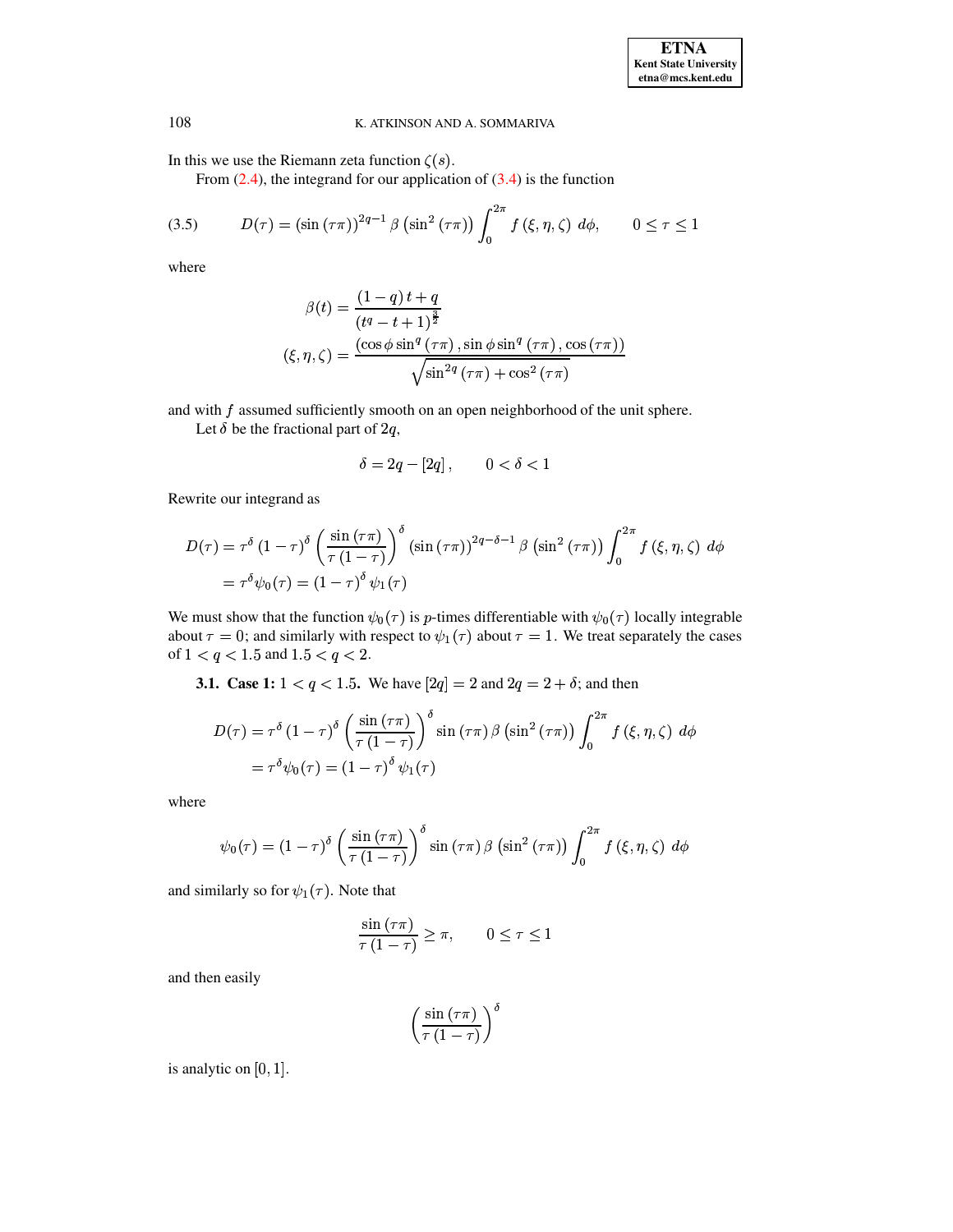In this we use the Riemann zeta function $\zeta(s)$.

From (2.4), the integrand for our application of (3.4) is the function

$$D(\tau) = \left(\sin\left(\tau\pi\right)\right)^{2q-1} \beta\left(\sin^2\left(\tau\pi\right)\right) \int_0^{2\pi} f\left(\xi, \eta, \zeta\right)\, d\phi, \qquad 0 \le \tau \le 1 \tag{3.5}$$

where

$$\beta(t) = \frac{(1-q)\,t + q}{\left(t^q - t + 1\right)^{\frac{3}{2}}}$$

$$(\xi, \eta, \zeta) = \frac{\left(\cos\phi \sin^q\left(\tau\pi\right), \sin\phi \sin^q\left(\tau\pi\right), \cos\left(\tau\pi\right)\right)}{\sqrt{\sin^{2q}\left(\tau\pi\right) + \cos^2\left(\tau\pi\right)}}$$

and with $f$ assumed sufficiently smooth on an open neighborhood of the unit sphere.

Let $\delta$ be the fractional part of $2q$,

$$\delta = 2q - [2q], \qquad 0 < \delta < 1$$

Rewrite our integrand as

$$\begin{aligned} D(\tau) &= \tau^{\delta}\left(1-\tau\right)^{\delta}\left(\frac{\sin\left(\tau\pi\right)}{\tau\left(1-\tau\right)}\right)^{\delta}\left(\sin\left(\tau\pi\right)\right)^{2q-\delta-1}\beta\left(\sin^2\left(\tau\pi\right)\right)\int_0^{2\pi} f\left(\xi,\eta,\zeta\right)\, d\phi \\ &= \tau^{\delta}\psi_0(\tau) = \left(1-\tau\right)^{\delta}\psi_1(\tau) \end{aligned}$$

We must show that the function $\psi_0(\tau)$ is $p$-times differentiable with $\psi_0(\tau)$ locally integrable about $\tau = 0$; and similarly with respect to $\psi_1(\tau)$ about $\tau = 1$. We treat separately the cases of $1 < q < 1.5$ and $1.5 < q < 2$.

### 3.1. Case 1: $1 < q < 1.5$.

We have $[2q] = 2$ and $2q = 2 + \delta$; and then

$$\begin{aligned} D(\tau) &= \tau^{\delta}\left(1-\tau\right)^{\delta}\left(\frac{\sin\left(\tau\pi\right)}{\tau\left(1-\tau\right)}\right)^{\delta}\sin\left(\tau\pi\right)\beta\left(\sin^2\left(\tau\pi\right)\right)\int_0^{2\pi} f\left(\xi,\eta,\zeta\right)\, d\phi \\ &= \tau^{\delta}\psi_0(\tau) = \left(1-\tau\right)^{\delta}\psi_1(\tau) \end{aligned}$$

where

$$\psi_0(\tau) = \left(1-\tau\right)^{\delta}\left(\frac{\sin\left(\tau\pi\right)}{\tau\left(1-\tau\right)}\right)^{\delta}\sin\left(\tau\pi\right)\beta\left(\sin^2\left(\tau\pi\right)\right)\int_0^{2\pi} f\left(\xi,\eta,\zeta\right)\, d\phi$$

and similarly so for $\psi_1(\tau)$. Note that

$$\frac{\sin\left(\tau\pi\right)}{\tau\left(1-\tau\right)} \ge \pi, \qquad 0 \le \tau \le 1$$

and then easily

$$\left(\frac{\sin\left(\tau\pi\right)}{\tau\left(1-\tau\right)}\right)^{\delta}$$

is analytic on $[0, 1]$.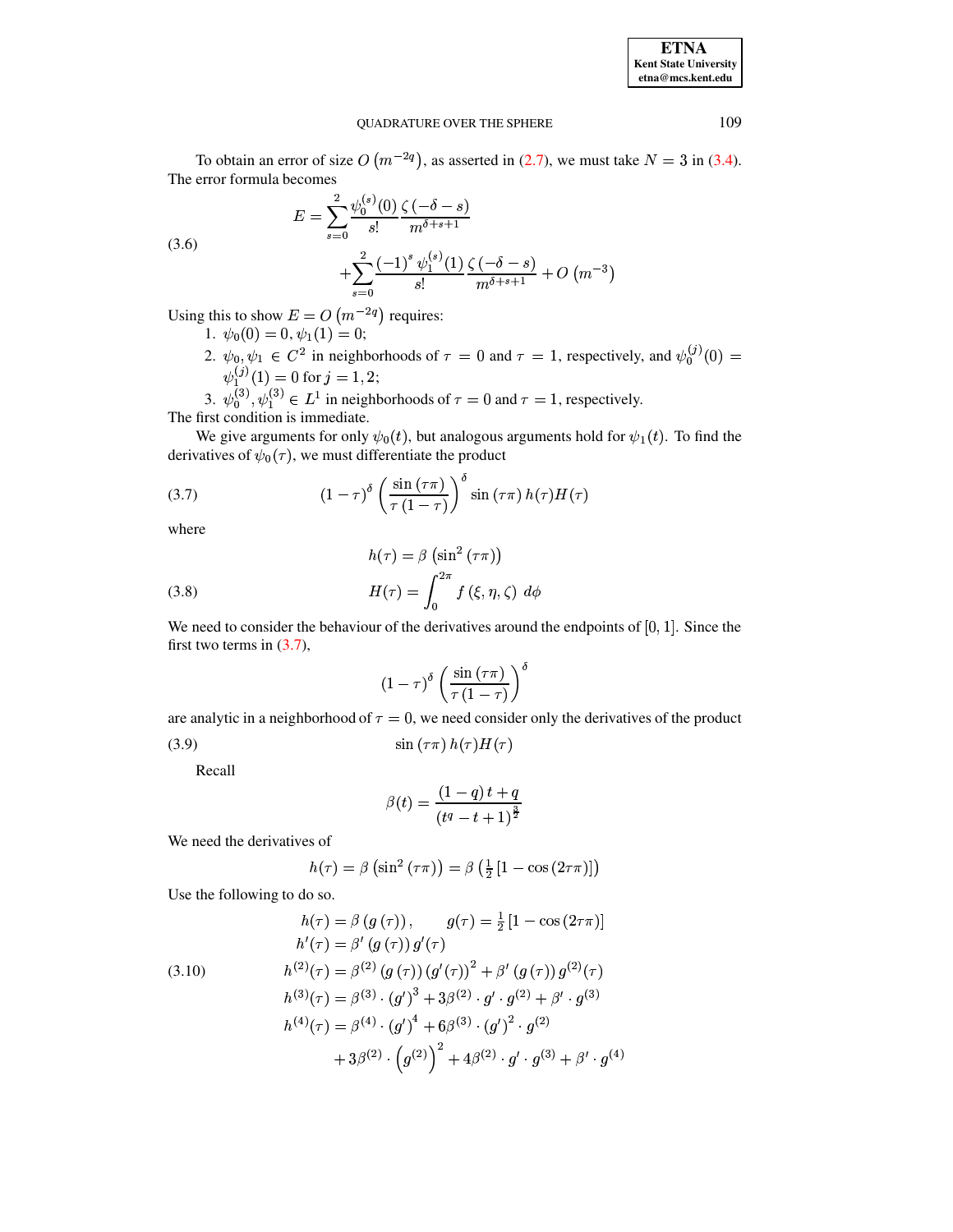To obtain an error of size $O\left(m^{-2q}\right)$, as asserted in (2.7), we must take $N = 3$ in (3.4). The error formula becomes

$$
\begin{aligned}
E = &\sum_{s=0}^{2} \frac{\psi_0^{(s)}(0)}{s!} \frac{\zeta(-\delta - s)}{m^{\delta+s+1}} \\
&+ \sum_{s=0}^{2} \frac{(-1)^s \, \psi_1^{(s)}(1)}{s!} \frac{\zeta(-\delta - s)}{m^{\delta+s+1}} + O\left(m^{-3}\right)
\end{aligned}
\tag{3.6}
$$

Using this to show $E = O\left(m^{-2q}\right)$ requires:

1. $\psi_0(0) = 0, \psi_1(1) = 0$;
2. $\psi_0, \psi_1 \in C^2$ in neighborhoods of $\tau = 0$ and $\tau = 1$, respectively, and $\psi_0^{(j)}(0) = \psi_1^{(j)}(1) = 0$ for $j = 1, 2$;
3. $\psi_0^{(3)}, \psi_1^{(3)} \in L^1$ in neighborhoods of $\tau = 0$ and $\tau = 1$, respectively.

The first condition is immediate.

We give arguments for only $\psi_0(t)$, but analogous arguments hold for $\psi_1(t)$. To find the derivatives of $\psi_0(\tau)$, we must differentiate the product

$$
(1-\tau)^\delta \left(\frac{\sin(\tau\pi)}{\tau(1-\tau)}\right)^\delta \sin(\tau\pi)\, h(\tau) H(\tau)
\tag{3.7}
$$

where

$$
\begin{aligned}
h(\tau) &= \beta\left(\sin^2(\tau\pi)\right) \\
H(\tau) &= \int_0^{2\pi} f(\xi, \eta, \zeta)\; d\phi
\end{aligned}
\tag{3.8}
$$

We need to consider the behaviour of the derivatives around the endpoints of $[0, 1]$. Since the first two terms in (3.7),

$$
(1-\tau)^\delta \left(\frac{\sin(\tau\pi)}{\tau(1-\tau)}\right)^\delta
$$

are analytic in a neighborhood of $\tau = 0$, we need consider only the derivatives of the product

$$
\sin(\tau\pi)\, h(\tau) H(\tau)
\tag{3.9}
$$

Recall

$$
\beta(t) = \frac{(1-q)\,t + q}{(t^q - t + 1)^{\frac{3}{2}}}
$$

We need the derivatives of

$$
h(\tau) = \beta\left(\sin^2(\tau\pi)\right) = \beta\left(\tfrac{1}{2}\left[1 - \cos(2\tau\pi)\right]\right)
$$

Use the following to do so.

$$
\begin{aligned}
h(\tau) &= \beta(g(\tau)), \qquad g(\tau) = \tfrac{1}{2}\left[1 - \cos(2\tau\pi)\right] \\
h'(\tau) &= \beta'(g(\tau))\, g'(\tau) \\
h^{(2)}(\tau) &= \beta^{(2)}(g(\tau))\,(g'(\tau))^2 + \beta'(g(\tau))\, g^{(2)}(\tau) \\
h^{(3)}(\tau) &= \beta^{(3)} \cdot (g')^3 + 3\beta^{(2)} \cdot g' \cdot g^{(2)} + \beta' \cdot g^{(3)} \\
h^{(4)}(\tau) &= \beta^{(4)} \cdot (g')^4 + 6\beta^{(3)} \cdot (g')^2 \cdot g^{(2)} \\
&\quad + 3\beta^{(2)} \cdot \left(g^{(2)}\right)^2 + 4\beta^{(2)} \cdot g' \cdot g^{(3)} + \beta' \cdot g^{(4)}
\end{aligned}
\tag{3.10}
$$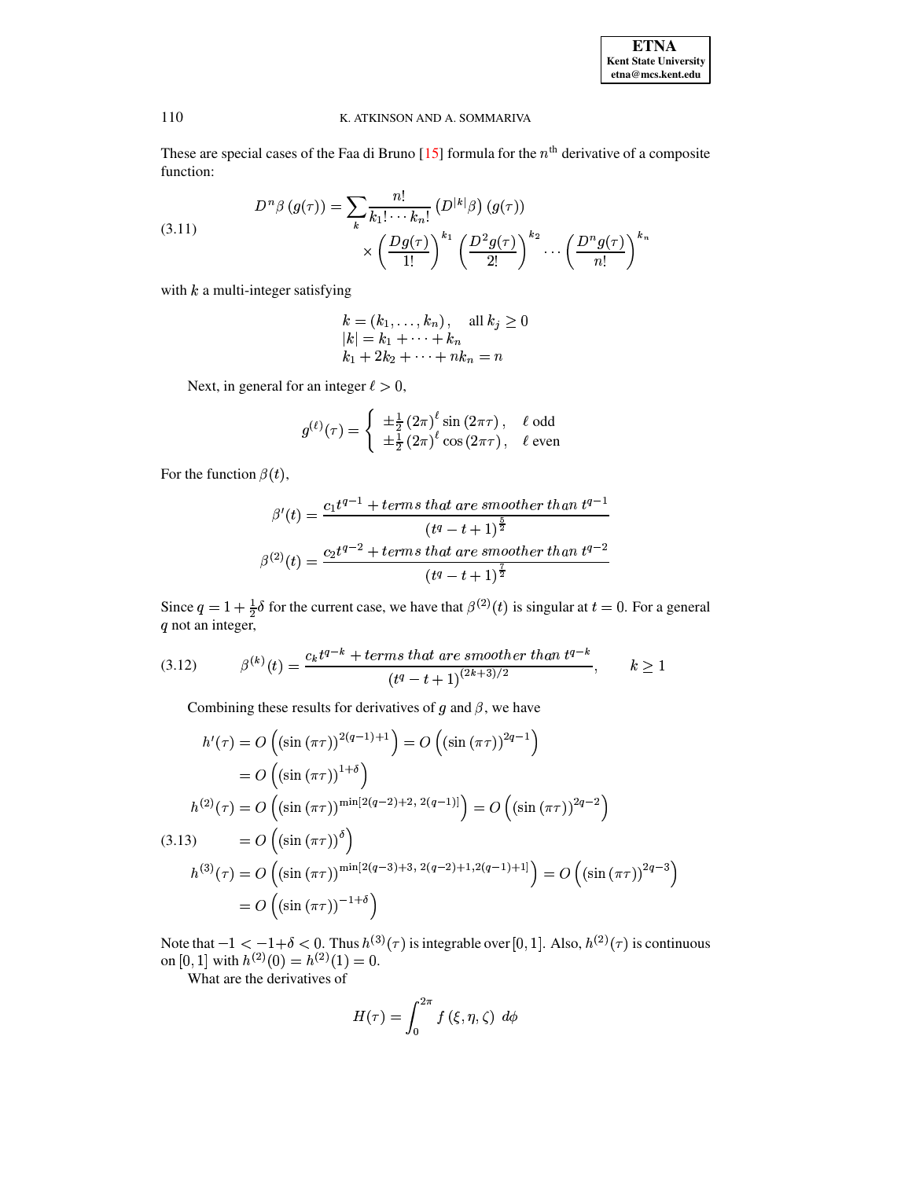These are special cases of the Faa di Bruno [15] formula for the $n^{\text{th}}$ derivative of a composite function:

$$
\begin{aligned}
D^n \beta\left(g(\tau)\right) = \sum_k \frac{n!}{k_1! \cdots k_n!} \left(D^{|k|}\beta\right)(g(\tau)) \\
\times \left(\frac{Dg(\tau)}{1!}\right)^{k_1} \left(\frac{D^2 g(\tau)}{2!}\right)^{k_2} \cdots \left(\frac{D^n g(\tau)}{n!}\right)^{k_n}
\end{aligned}
\tag{3.11}
$$

with $k$ a multi-integer satisfying

$$
\begin{aligned}
&k = (k_1, \ldots, k_n), \quad \text{all } k_j \geq 0 \\
&|k| = k_1 + \cdots + k_n \\
&k_1 + 2k_2 + \cdots + nk_n = n
\end{aligned}
$$

Next, in general for an integer $\ell > 0$,

$$
g^{(\ell)}(\tau) = \begin{cases} \pm\frac{1}{2}\left(2\pi\right)^{\ell} \sin\left(2\pi\tau\right), & \ell \text{ odd} \\ \pm\frac{1}{2}\left(2\pi\right)^{\ell} \cos\left(2\pi\tau\right), & \ell \text{ even} \end{cases}
$$

For the function $\beta(t)$,

$$
\begin{aligned}
\beta'(t) &= \frac{c_1 t^{q-1} + \textit{terms that are smoother than } t^{q-1}}{\left(t^q - t + 1\right)^{\frac{5}{2}}} \\
\beta^{(2)}(t) &= \frac{c_2 t^{q-2} + \textit{terms that are smoother than } t^{q-2}}{\left(t^q - t + 1\right)^{\frac{7}{2}}}
\end{aligned}
$$

Since $q = 1 + \frac{1}{2}\delta$ for the current case, we have that $\beta^{(2)}(t)$ is singular at $t = 0$. For a general $q$ not an integer,

$$
\beta^{(k)}(t) = \frac{c_k t^{q-k} + \textit{terms that are smoother than } t^{q-k}}{\left(t^q - t + 1\right)^{(2k+3)/2}}, \qquad k \geq 1
\tag{3.12}
$$

Combining these results for derivatives of $g$ and $\beta$, we have

$$
\begin{aligned}
h'(\tau) &= O\left(\left(\sin\left(\pi\tau\right)\right)^{2(q-1)+1}\right) = O\left(\left(\sin\left(\pi\tau\right)\right)^{2q-1}\right) \\
&= O\left(\left(\sin\left(\pi\tau\right)\right)^{1+\delta}\right) \\
h^{(2)}(\tau) &= O\left(\left(\sin\left(\pi\tau\right)\right)^{\min[2(q-2)+2,\, 2(q-1)]}\right) = O\left(\left(\sin\left(\pi\tau\right)\right)^{2q-2}\right) \\
&= O\left(\left(\sin\left(\pi\tau\right)\right)^{\delta}\right) \\
h^{(3)}(\tau) &= O\left(\left(\sin\left(\pi\tau\right)\right)^{\min[2(q-3)+3,\, 2(q-2)+1, 2(q-1)+1]}\right) = O\left(\left(\sin\left(\pi\tau\right)\right)^{2q-3}\right) \\
&= O\left(\left(\sin\left(\pi\tau\right)\right)^{-1+\delta}\right)
\end{aligned}
\tag{3.13}
$$

Note that $-1 < -1+\delta < 0$. Thus $h^{(3)}(\tau)$ is integrable over $[0,1]$. Also, $h^{(2)}(\tau)$ is continuous on $[0,1]$ with $h^{(2)}(0) = h^{(2)}(1) = 0$.

What are the derivatives of

$$
H(\tau) = \int_0^{2\pi} f\left(\xi, \eta, \zeta\right) \, d\phi
$$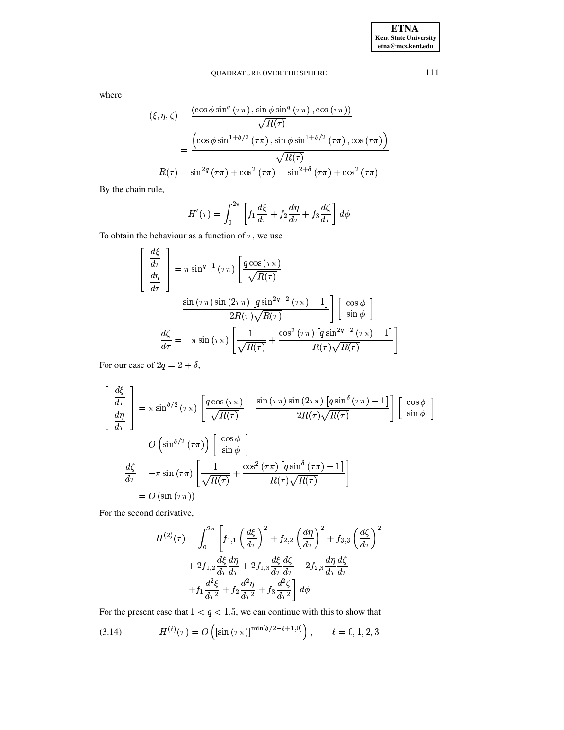where

$$
\begin{aligned}
(\xi, \eta, \zeta) &= \frac{\left(\cos\phi \sin^q(\tau\pi), \sin\phi \sin^q(\tau\pi), \cos(\tau\pi)\right)}{\sqrt{R(\tau)}} \\
&= \frac{\left(\cos\phi \sin^{1+\delta/2}(\tau\pi), \sin\phi \sin^{1+\delta/2}(\tau\pi), \cos(\tau\pi)\right)}{\sqrt{R(\tau)}} \\
R(\tau) &= \sin^{2q}(\tau\pi) + \cos^2(\tau\pi) = \sin^{2+\delta}(\tau\pi) + \cos^2(\tau\pi)
\end{aligned}
$$

By the chain rule,

$$
H'(\tau) = \int_0^{2\pi} \left[ f_1 \frac{d\xi}{d\tau} + f_2 \frac{d\eta}{d\tau} + f_3 \frac{d\zeta}{d\tau} \right] d\phi
$$

To obtain the behaviour as a function of $\tau$, we use

$$
\begin{aligned}
\begin{bmatrix} \dfrac{d\xi}{d\tau} \\ \dfrac{d\eta}{d\tau} \end{bmatrix} &= \pi \sin^{q-1}(\tau\pi) \left[ \frac{q\cos(\tau\pi)}{\sqrt{R(\tau)}} \right. \\
&\qquad \left. - \frac{\sin(\tau\pi)\sin(2\tau\pi)\left[q\sin^{2q-2}(\tau\pi) - 1\right]}{2R(\tau)\sqrt{R(\tau)}} \right] \begin{bmatrix} \cos\phi \\ \sin\phi \end{bmatrix} \\
\frac{d\zeta}{d\tau} &= -\pi \sin(\tau\pi) \left[ \frac{1}{\sqrt{R(\tau)}} + \frac{\cos^2(\tau\pi)\left[q\sin^{2q-2}(\tau\pi) - 1\right]}{R(\tau)\sqrt{R(\tau)}} \right]
\end{aligned}
$$

For our case of $2q = 2 + \delta$,

$$
\begin{aligned}
\begin{bmatrix} \dfrac{d\xi}{d\tau} \\ \dfrac{d\eta}{d\tau} \end{bmatrix} &= \pi \sin^{\delta/2}(\tau\pi) \left[ \frac{q\cos(\tau\pi)}{\sqrt{R(\tau)}} - \frac{\sin(\tau\pi)\sin(2\tau\pi)\left[q\sin^{\delta}(\tau\pi) - 1\right]}{2R(\tau)\sqrt{R(\tau)}} \right] \begin{bmatrix} \cos\phi \\ \sin\phi \end{bmatrix} \\
&= O\left(\sin^{\delta/2}(\tau\pi)\right) \begin{bmatrix} \cos\phi \\ \sin\phi \end{bmatrix} \\
\frac{d\zeta}{d\tau} &= -\pi \sin(\tau\pi) \left[ \frac{1}{\sqrt{R(\tau)}} + \frac{\cos^2(\tau\pi)\left[q\sin^{\delta}(\tau\pi) - 1\right]}{R(\tau)\sqrt{R(\tau)}} \right] \\
&= O\left(\sin(\tau\pi)\right)
\end{aligned}
$$

For the second derivative,

$$
\begin{aligned}
H^{(2)}(\tau) = \int_0^{2\pi} & \left[ f_{1,1}\left(\frac{d\xi}{d\tau}\right)^2 + f_{2,2}\left(\frac{d\eta}{d\tau}\right)^2 + f_{3,3}\left(\frac{d\zeta}{d\tau}\right)^2 \right. \\
& + 2f_{1,2}\frac{d\xi}{d\tau}\frac{d\eta}{d\tau} + 2f_{1,3}\frac{d\xi}{d\tau}\frac{d\zeta}{d\tau} + 2f_{2,3}\frac{d\eta}{d\tau}\frac{d\zeta}{d\tau} \\
& \left. + f_1\frac{d^2\xi}{d\tau^2} + f_2\frac{d^2\eta}{d\tau^2} + f_3\frac{d^2\zeta}{d\tau^2} \right] d\phi
\end{aligned}
$$

For the present case that $1 < q < 1.5$, we can continue with this to show that

$$
H^{(\ell)}(\tau) = O\left( \left[\sin(\tau\pi)\right]^{\min[\delta/2 - \ell + 1, 0]} \right), \qquad \ell = 0, 1, 2, 3 \tag{3.14}
$$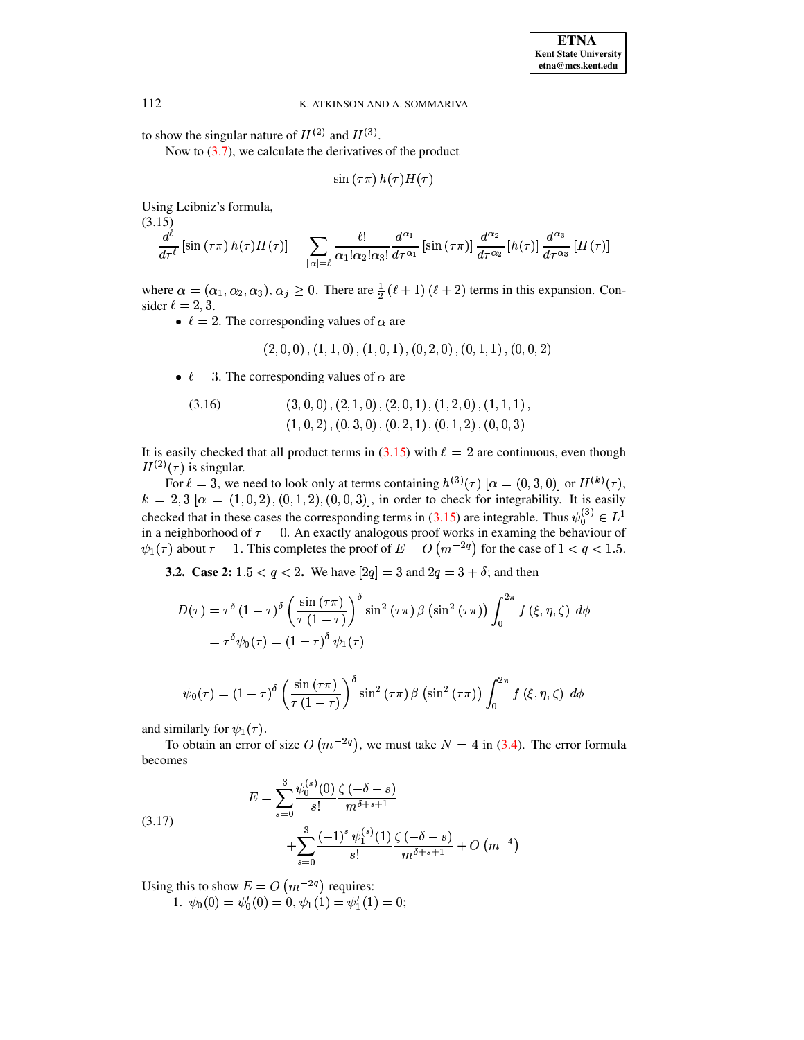to show the singular nature of $H^{(2)}$ and $H^{(3)}$.

Now to (3.7), we calculate the derivatives of the product

$$\sin(\tau\pi)\, h(\tau) H(\tau)$$

Using Leibniz's formula,

$$\frac{d^\ell}{d\tau^\ell}\left[\sin(\tau\pi)\, h(\tau)H(\tau)\right] = \sum_{|\alpha|=\ell} \frac{\ell!}{\alpha_1!\alpha_2!\alpha_3!} \frac{d^{\alpha_1}}{d\tau^{\alpha_1}}\left[\sin(\tau\pi)\right] \frac{d^{\alpha_2}}{d\tau^{\alpha_2}}\left[h(\tau)\right] \frac{d^{\alpha_3}}{d\tau^{\alpha_3}}\left[H(\tau)\right] \tag{3.15}$$

where $\alpha = (\alpha_1, \alpha_2, \alpha_3)$, $\alpha_j \geq 0$. There are $\frac{1}{2}(\ell+1)(\ell+2)$ terms in this expansion. Consider $\ell = 2, 3$.

- $\ell = 2$. The corresponding values of $\alpha$ are

$$(2,0,0), (1,1,0), (1,0,1), (0,2,0), (0,1,1), (0,0,2)$$

- $\ell = 3$. The corresponding values of $\alpha$ are

$$\begin{aligned} &(3,0,0), (2,1,0), (2,0,1), (1,2,0), (1,1,1), \\ &(1,0,2), (0,3,0), (0,2,1), (0,1,2), (0,0,3) \end{aligned} \tag{3.16}$$

It is easily checked that all product terms in (3.15) with $\ell = 2$ are continuous, even though $H^{(2)}(\tau)$ is singular.

For $\ell = 3$, we need to look only at terms containing $h^{(3)}(\tau)$ $[\alpha = (0,3,0)]$ or $H^{(k)}(\tau)$, $k = 2, 3$ $[\alpha = (1,0,2), (0,1,2), (0,0,3)]$, in order to check for integrability. It is easily checked that in these cases the corresponding terms in (3.15) are integrable. Thus $\psi_0^{(3)} \in L^1$ in a neighborhood of $\tau = 0$. An exactly analogous proof works in examing the behaviour of $\psi_1(\tau)$ about $\tau = 1$. This completes the proof of $E = O\left(m^{-2q}\right)$ for the case of $1 < q < 1.5$.

**3.2. Case 2:** $1.5 < q < 2$. We have $[2q] = 3$ and $2q = 3 + \delta$; and then

$$\begin{aligned} D(\tau) &= \tau^\delta (1-\tau)^\delta \left(\frac{\sin(\tau\pi)}{\tau(1-\tau)}\right)^\delta \sin^2(\tau\pi)\, \beta\left(\sin^2(\tau\pi)\right) \int_0^{2\pi} f(\xi,\eta,\zeta)\, d\phi \\ &= \tau^\delta \psi_0(\tau) = (1-\tau)^\delta \psi_1(\tau) \end{aligned}$$

$$\psi_0(\tau) = (1-\tau)^\delta \left(\frac{\sin(\tau\pi)}{\tau(1-\tau)}\right)^\delta \sin^2(\tau\pi)\, \beta\left(\sin^2(\tau\pi)\right) \int_0^{2\pi} f(\xi,\eta,\zeta)\, d\phi$$

and similarly for $\psi_1(\tau)$.

To obtain an error of size $O\left(m^{-2q}\right)$, we must take $N = 4$ in (3.4). The error formula becomes

$$\begin{aligned} E = &\sum_{s=0}^{3} \frac{\psi_0^{(s)}(0)}{s!} \frac{\zeta(-\delta-s)}{m^{\delta+s+1}} \\ &+ \sum_{s=0}^{3} \frac{(-1)^s \psi_1^{(s)}(1)}{s!} \frac{\zeta(-\delta-s)}{m^{\delta+s+1}} + O\left(m^{-4}\right) \end{aligned} \tag{3.17}$$

Using this to show $E = O\left(m^{-2q}\right)$ requires:

1. $\psi_0(0) = \psi_0'(0) = 0$, $\psi_1(1) = \psi_1'(1) = 0$;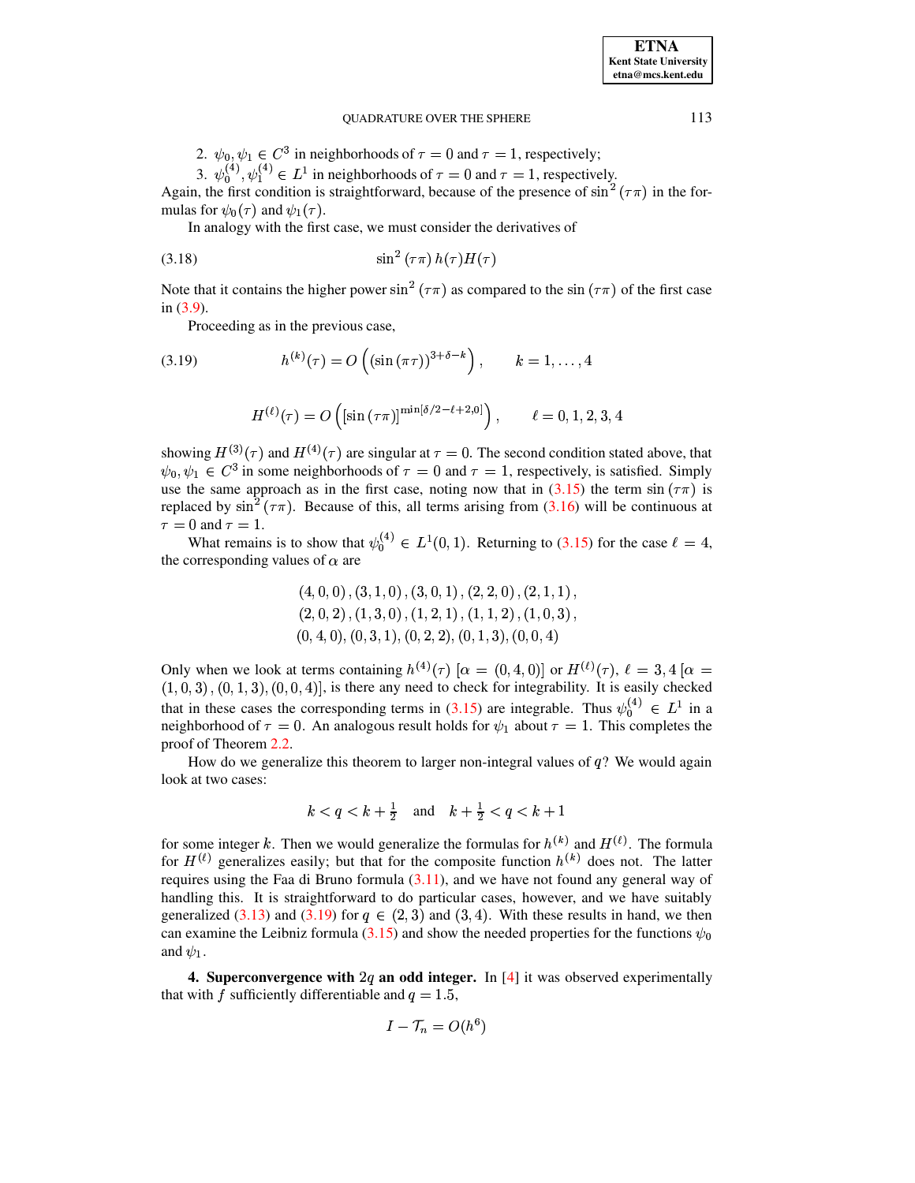2. $\psi_0, \psi_1 \in C^3$ in neighborhoods of $\tau = 0$ and $\tau = 1$, respectively;
3. $\psi_0^{(4)}, \psi_1^{(4)} \in L^1$ in neighborhoods of $\tau = 0$ and $\tau = 1$, respectively.

Again, the first condition is straightforward, because of the presence of $\sin^2(\tau\pi)$ in the formulas for $\psi_0(\tau)$ and $\psi_1(\tau)$.

In analogy with the first case, we must consider the derivatives of

$$\sin^2(\tau\pi)\, h(\tau) H(\tau) \tag{3.18}$$

Note that it contains the higher power $\sin^2(\tau\pi)$ as compared to the $\sin(\tau\pi)$ of the first case in (3.9).

Proceeding as in the previous case,

$$h^{(k)}(\tau) = O\left((\sin(\pi\tau))^{3+\delta-k}\right), \qquad k = 1, \ldots, 4 \tag{3.19}$$

$$H^{(\ell)}(\tau) = O\left([\sin(\tau\pi)]^{\min[\delta/2-\ell+2,0]}\right), \qquad \ell = 0, 1, 2, 3, 4$$

showing $H^{(3)}(\tau)$ and $H^{(4)}(\tau)$ are singular at $\tau = 0$. The second condition stated above, that $\psi_0, \psi_1 \in C^3$ in some neighborhoods of $\tau = 0$ and $\tau = 1$, respectively, is satisfied. Simply use the same approach as in the first case, noting now that in (3.15) the term $\sin(\tau\pi)$ is replaced by $\sin^2(\tau\pi)$. Because of this, all terms arising from (3.16) will be continuous at $\tau = 0$ and $\tau = 1$.

What remains is to show that $\psi_0^{(4)} \in L^1(0,1)$. Returning to (3.15) for the case $\ell = 4$, the corresponding values of $\alpha$ are

$$\begin{array}{c} (4,0,0), (3,1,0), (3,0,1), (2,2,0), (2,1,1), \\ (2,0,2), (1,3,0), (1,2,1), (1,1,2), (1,0,3), \\ (0,4,0), (0,3,1), (0,2,2), (0,1,3), (0,0,4) \end{array}$$

Only when we look at terms containing $h^{(4)}(\tau)$ $[\alpha = (0,4,0)]$ or $H^{(\ell)}(\tau)$, $\ell = 3, 4$ $[\alpha = (1,0,3), (0,1,3), (0,0,4)]$, is there any need to check for integrability. It is easily checked that in these cases the corresponding terms in (3.15) are integrable. Thus $\psi_0^{(4)} \in L^1$ in a neighborhood of $\tau = 0$. An analogous result holds for $\psi_1$ about $\tau = 1$. This completes the proof of Theorem 2.2.

How do we generalize this theorem to larger non-integral values of $q$? We would again look at two cases:

$$k < q < k + \tfrac{1}{2} \quad \text{and} \quad k + \tfrac{1}{2} < q < k + 1$$

for some integer $k$. Then we would generalize the formulas for $h^{(k)}$ and $H^{(\ell)}$. The formula for $H^{(\ell)}$ generalizes easily; but that for the composite function $h^{(k)}$ does not. The latter requires using the Faa di Bruno formula (3.11), and we have not found any general way of handling this. It is straightforward to do particular cases, however, and we have suitably generalized (3.13) and (3.19) for $q \in (2,3)$ and $(3,4)$. With these results in hand, we then can examine the Leibniz formula (3.15) and show the needed properties for the functions $\psi_0$ and $\psi_1$.

## 4. Superconvergence with $2q$ an odd integer.

In [4] it was observed experimentally that with $f$ sufficiently differentiable and $q = 1.5$,

$$I - \mathcal{T}_n = O(h^6)$$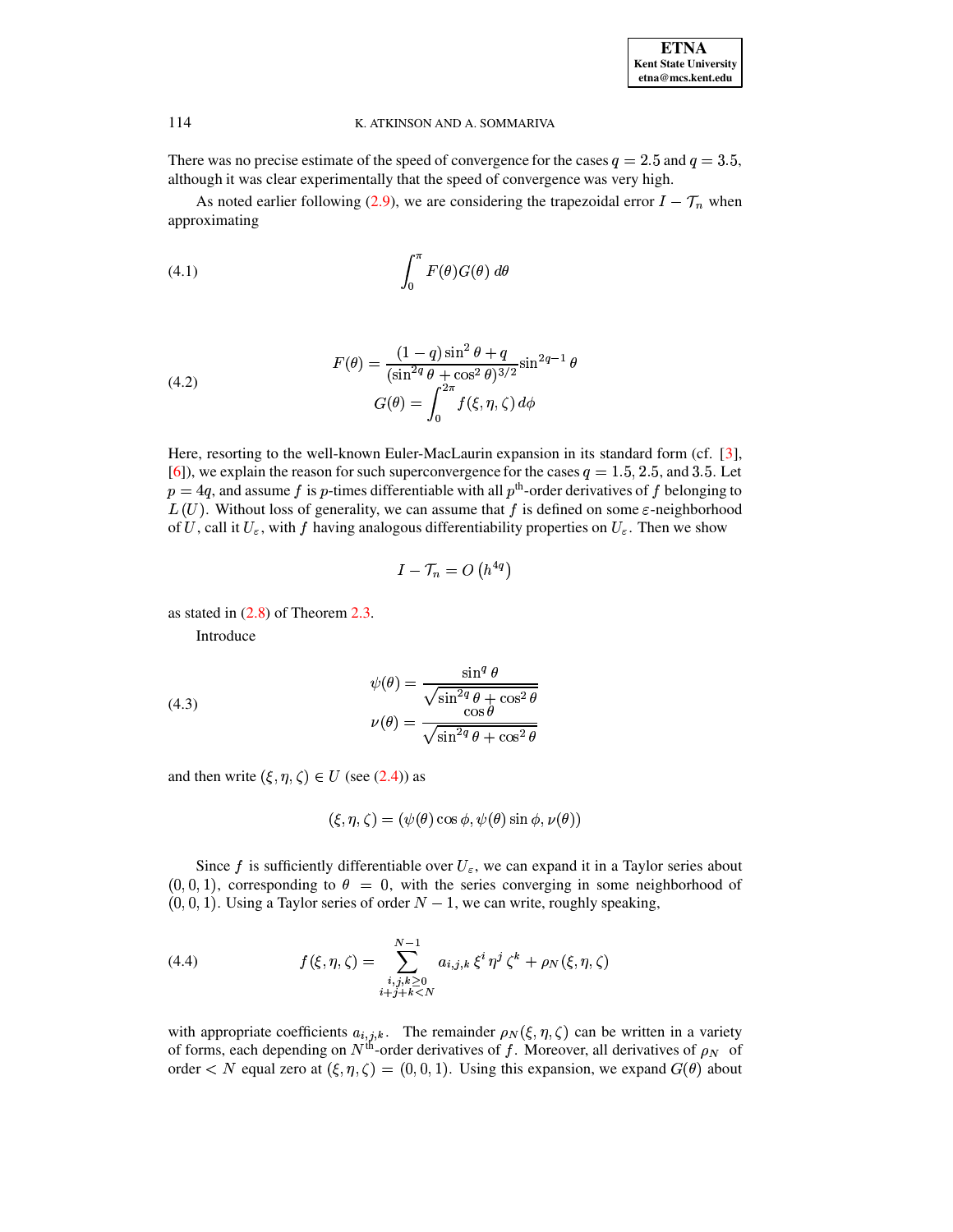There was no precise estimate of the speed of convergence for the cases $q = 2.5$ and $q = 3.5$, although it was clear experimentally that the speed of convergence was very high.

As noted earlier following (2.9), we are considering the trapezoidal error $I - \mathcal{T}_n$ when approximating

$$\int_0^\pi F(\theta) G(\theta)\, d\theta \tag{4.1}$$

$$\begin{aligned} F(\theta) &= \frac{(1-q)\sin^2\theta + q}{(\sin^{2q}\theta + \cos^2\theta)^{3/2}} \sin^{2q-1}\theta \\ G(\theta) &= \int_0^{2\pi} f(\xi, \eta, \zeta)\, d\phi \end{aligned} \tag{4.2}$$

Here, resorting to the well-known Euler-MacLaurin expansion in its standard form (cf. [3], [6]), we explain the reason for such superconvergence for the cases $q = 1.5, 2.5,$ and $3.5$. Let $p = 4q$, and assume $f$ is $p$-times differentiable with all $p^{\text{th}}$-order derivatives of $f$ belonging to $L(U)$. Without loss of generality, we can assume that $f$ is defined on some $\varepsilon$-neighborhood of $U$, call it $U_\varepsilon$, with $f$ having analogous differentiability properties on $U_\varepsilon$. Then we show

$$I - \mathcal{T}_n = O\left(h^{4q}\right)$$

as stated in (2.8) of Theorem 2.3.

Introduce

$$\begin{aligned} \psi(\theta) &= \frac{\sin^q\theta}{\sqrt{\sin^{2q}\theta + \cos^2\theta}} \\ \nu(\theta) &= \frac{\cos\theta}{\sqrt{\sin^{2q}\theta + \cos^2\theta}} \end{aligned} \tag{4.3}$$

and then write $(\xi, \eta, \zeta) \in U$ (see (2.4)) as

$$(\xi, \eta, \zeta) = (\psi(\theta)\cos\phi, \psi(\theta)\sin\phi, \nu(\theta))$$

Since $f$ is sufficiently differentiable over $U_\varepsilon$, we can expand it in a Taylor series about $(0, 0, 1)$, corresponding to $\theta = 0$, with the series converging in some neighborhood of $(0, 0, 1)$. Using a Taylor series of order $N - 1$, we can write, roughly speaking,

$$f(\xi, \eta, \zeta) = \sum_{\substack{i,j,k \geq 0 \\ i+j+k < N}}^{N-1} a_{i,j,k}\, \xi^i \eta^j \zeta^k + \rho_N(\xi, \eta, \zeta) \tag{4.4}$$

with appropriate coefficients $a_{i,j,k}$. The remainder $\rho_N(\xi, \eta, \zeta)$ can be written in a variety of forms, each depending on $N^{\text{th}}$-order derivatives of $f$. Moreover, all derivatives of $\rho_N$ of order $< N$ equal zero at $(\xi, \eta, \zeta) = (0, 0, 1)$. Using this expansion, we expand $G(\theta)$ about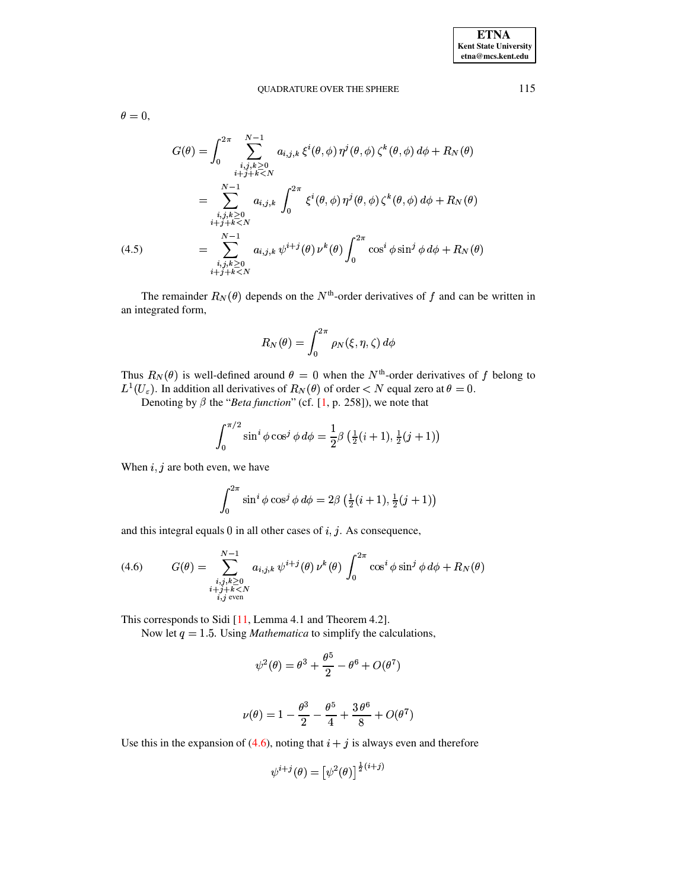$\theta = 0$,

$$
\begin{aligned}
G(\theta) &= \int_0^{2\pi} \sum_{\substack{i,j,k \geq 0 \\ i+j+k<N}}^{N-1} a_{i,j,k}\, \xi^i(\theta,\phi)\, \eta^j(\theta,\phi)\, \zeta^k(\theta,\phi)\, d\phi + R_N(\theta) \\
&= \sum_{\substack{i,j,k \geq 0 \\ i+j+k<N}}^{N-1} a_{i,j,k} \int_0^{2\pi} \xi^i(\theta,\phi)\, \eta^j(\theta,\phi)\, \zeta^k(\theta,\phi)\, d\phi + R_N(\theta) \\
&= \sum_{\substack{i,j,k \geq 0 \\ i+j+k<N}}^{N-1} a_{i,j,k}\, \psi^{i+j}(\theta)\, \nu^k(\theta) \int_0^{2\pi} \cos^i \phi \sin^j \phi \, d\phi + R_N(\theta)
\end{aligned}
\tag{4.5}
$$

The remainder $R_N(\theta)$ depends on the $N^{\text{th}}$-order derivatives of $f$ and can be written in an integrated form,

$$
R_N(\theta) = \int_0^{2\pi} \rho_N(\xi, \eta, \zeta)\, d\phi
$$

Thus $R_N(\theta)$ is well-defined around $\theta = 0$ when the $N^{\text{th}}$-order derivatives of $f$ belong to $L^1(U_\varepsilon)$. In addition all derivatives of $R_N(\theta)$ of order $< N$ equal zero at $\theta = 0$.

Denoting by $\beta$ the "*Beta function*" (cf. [1, p. 258]), we note that

$$
\int_0^{\pi/2} \sin^i \phi \cos^j \phi \, d\phi = \frac{1}{2} \beta\left(\tfrac{1}{2}(i+1), \tfrac{1}{2}(j+1)\right)
$$

When $i, j$ are both even, we have

$$
\int_0^{2\pi} \sin^i \phi \cos^j \phi \, d\phi = 2\beta\left(\tfrac{1}{2}(i+1), \tfrac{1}{2}(j+1)\right)
$$

and this integral equals 0 in all other cases of $i, j$. As consequence,

$$
G(\theta) = \sum_{\substack{i,j,k \geq 0 \\ i+j+k<N \\ i,j \text{ even}}}^{N-1} a_{i,j,k}\, \psi^{i+j}(\theta)\, \nu^k(\theta) \int_0^{2\pi} \cos^i \phi \sin^j \phi \, d\phi + R_N(\theta)
\tag{4.6}
$$

This corresponds to Sidi [11, Lemma 4.1 and Theorem 4.2].

Now let $q = 1.5$. Using *Mathematica* to simplify the calculations,

$$
\psi^2(\theta) = \theta^3 + \frac{\theta^5}{2} - \theta^6 + O(\theta^7)
$$

$$
\nu(\theta) = 1 - \frac{\theta^3}{2} - \frac{\theta^5}{4} + \frac{3\,\theta^6}{8} + O(\theta^7)
$$

Use this in the expansion of (4.6), noting that $i + j$ is always even and therefore

$$
\psi^{i+j}(\theta) = \left[\psi^2(\theta)\right]^{\frac{1}{2}(i+j)}
$$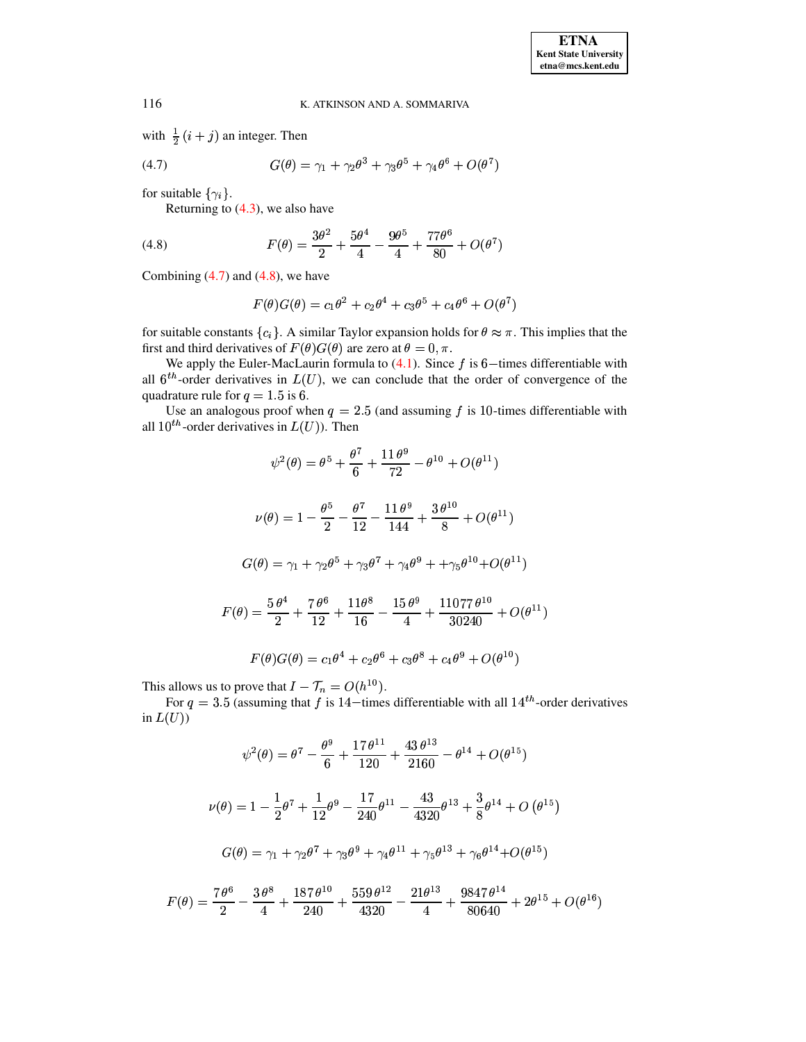with $\frac{1}{2}(i+j)$ an integer. Then

$$G(\theta) = \gamma_1 + \gamma_2\theta^3 + \gamma_3\theta^5 + \gamma_4\theta^6 + O(\theta^7) \tag{4.7}$$

for suitable $\{\gamma_i\}$.

Returning to (4.3), we also have

$$F(\theta) = \frac{3\theta^2}{2} + \frac{5\theta^4}{4} - \frac{9\theta^5}{4} + \frac{77\theta^6}{80} + O(\theta^7) \tag{4.8}$$

Combining (4.7) and (4.8), we have

$$F(\theta)G(\theta) = c_1\theta^2 + c_2\theta^4 + c_3\theta^5 + c_4\theta^6 + O(\theta^7)$$

for suitable constants $\{c_i\}$. A similar Taylor expansion holds for $\theta \approx \pi$. This implies that the first and third derivatives of $F(\theta)G(\theta)$ are zero at $\theta = 0, \pi$.

We apply the Euler-MacLaurin formula to (4.1). Since $f$ is $6-$times differentiable with all $6^{th}$-order derivatives in $L(U)$, we can conclude that the order of convergence of the quadrature rule for $q = 1.5$ is 6.

Use an analogous proof when $q = 2.5$ (and assuming $f$ is 10-times differentiable with all $10^{th}$-order derivatives in $L(U)$). Then

$$\psi^2(\theta) = \theta^5 + \frac{\theta^7}{6} + \frac{11\,\theta^9}{72} - \theta^{10} + O(\theta^{11})$$

$$\nu(\theta) = 1 - \frac{\theta^5}{2} - \frac{\theta^7}{12} - \frac{11\,\theta^9}{144} + \frac{3\,\theta^{10}}{8} + O(\theta^{11})$$

$$G(\theta) = \gamma_1 + \gamma_2\theta^5 + \gamma_3\theta^7 + \gamma_4\theta^9 + +\gamma_5\theta^{10} + O(\theta^{11})$$

$$F(\theta) = \frac{5\,\theta^4}{2} + \frac{7\,\theta^6}{12} + \frac{11\theta^8}{16} - \frac{15\,\theta^9}{4} + \frac{11077\,\theta^{10}}{30240} + O(\theta^{11})$$

$$F(\theta)G(\theta) = c_1\theta^4 + c_2\theta^6 + c_3\theta^8 + c_4\theta^9 + O(\theta^{10})$$

This allows us to prove that $I - \mathcal{T}_n = O(h^{10})$.

For $q = 3.5$ (assuming that $f$ is $14-$times differentiable with all $14^{th}$-order derivatives in $L(U)$)

$$\psi^2(\theta) = \theta^7 - \frac{\theta^9}{6} + \frac{17\,\theta^{11}}{120} + \frac{43\,\theta^{13}}{2160} - \theta^{14} + O(\theta^{15})$$

$$\nu(\theta) = 1 - \frac{1}{2}\theta^7 + \frac{1}{12}\theta^9 - \frac{17}{240}\theta^{11} - \frac{43}{4320}\theta^{13} + \frac{3}{8}\theta^{14} + O\left(\theta^{15}\right)$$

$$G(\theta) = \gamma_1 + \gamma_2\theta^7 + \gamma_3\theta^9 + \gamma_4\theta^{11} + \gamma_5\theta^{13} + \gamma_6\theta^{14} + O(\theta^{15})$$

$$F(\theta) = \frac{7\,\theta^6}{2} - \frac{3\,\theta^8}{4} + \frac{187\,\theta^{10}}{240} + \frac{559\,\theta^{12}}{4320} - \frac{21\theta^{13}}{4} + \frac{9847\,\theta^{14}}{80640} + 2\theta^{15} + O(\theta^{16})$$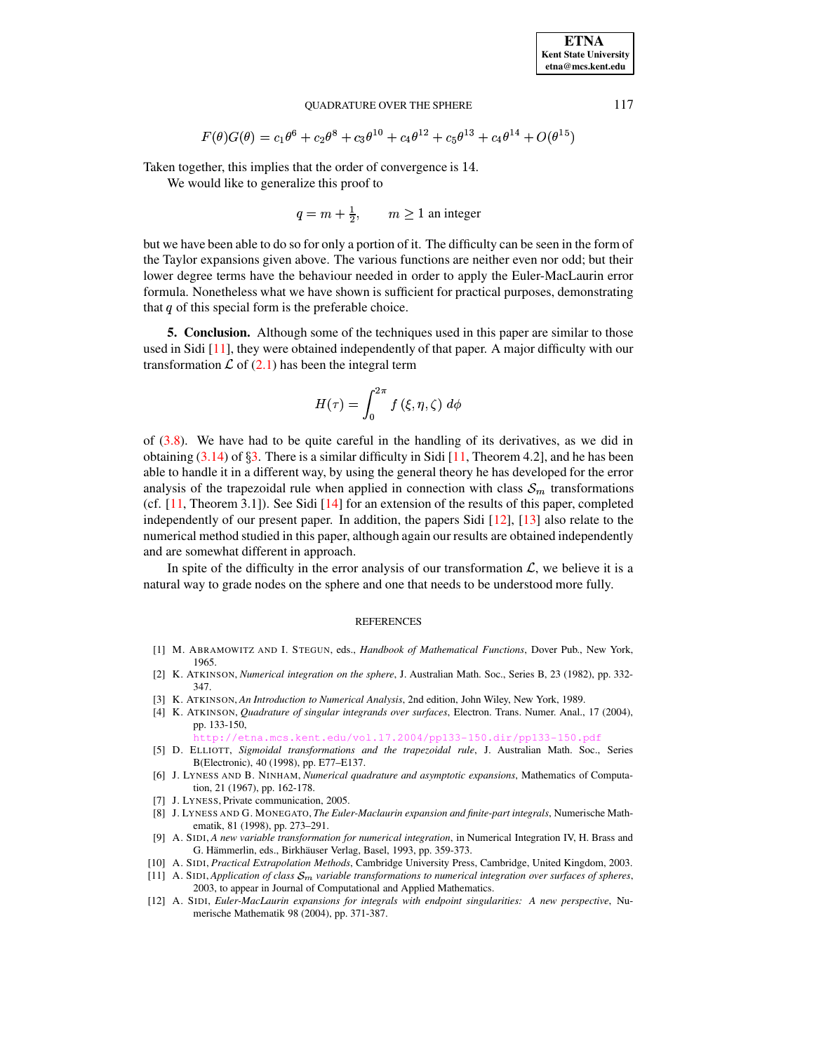$$F(\theta)G(\theta) = c_1\theta^6 + c_2\theta^8 + c_3\theta^{10} + c_4\theta^{12} + c_5\theta^{13} + c_4\theta^{14} + O(\theta^{15})$$

Taken together, this implies that the order of convergence is 14.

We would like to generalize this proof to

$$q = m + \tfrac{1}{2}, \qquad m \geq 1 \text{ an integer}$$

but we have been able to do so for only a portion of it. The difficulty can be seen in the form of the Taylor expansions given above. The various functions are neither even nor odd; but their lower degree terms have the behaviour needed in order to apply the Euler-MacLaurin error formula. Nonetheless what we have shown is sufficient for practical purposes, demonstrating that $q$ of this special form is the preferable choice.

## 5. Conclusion.

Although some of the techniques used in this paper are similar to those used in Sidi [11], they were obtained independently of that paper. A major difficulty with our transformation $\mathcal{L}$ of (2.1) has been the integral term

$$H(\tau) = \int_0^{2\pi} f(\xi, \eta, \zeta)\, d\phi$$

of (3.8). We have had to be quite careful in the handling of its derivatives, as we did in obtaining (3.14) of §3. There is a similar difficulty in Sidi [11, Theorem 4.2], and he has been able to handle it in a different way, by using the general theory he has developed for the error analysis of the trapezoidal rule when applied in connection with class $\mathcal{S}_m$ transformations (cf. [11, Theorem 3.1]). See Sidi [14] for an extension of the results of this paper, completed independently of our present paper. In addition, the papers Sidi [12], [13] also relate to the numerical method studied in this paper, although again our results are obtained independently and are somewhat different in approach.

In spite of the difficulty in the error analysis of our transformation $\mathcal{L}$, we believe it is a natural way to grade nodes on the sphere and one that needs to be understood more fully.

## REFERENCES

[1] M. Abramowitz and I. Stegun, eds., *Handbook of Mathematical Functions*, Dover Pub., New York, 1965.

[2] K. Atkinson, *Numerical integration on the sphere*, J. Australian Math. Soc., Series B, 23 (1982), pp. 332-347.

[3] K. Atkinson, *An Introduction to Numerical Analysis*, 2nd edition, John Wiley, New York, 1989.

[4] K. Atkinson, *Quadrature of singular integrands over surfaces*, Electron. Trans. Numer. Anal., 17 (2004), pp. 133-150, http://etna.mcs.kent.edu/vol.17.2004/pp133-150.dir/pp133-150.pdf

[5] D. Elliott, *Sigmoidal transformations and the trapezoidal rule*, J. Australian Math. Soc., Series B(Electronic), 40 (1998), pp. E77–E137.

[6] J. Lyness and B. Ninham, *Numerical quadrature and asymptotic expansions*, Mathematics of Computation, 21 (1967), pp. 162-178.

[7] J. Lyness, Private communication, 2005.

[8] J. Lyness and G. Monegato, *The Euler-Maclaurin expansion and finite-part integrals*, Numerische Mathematik, 81 (1998), pp. 273–291.

[9] A. Sidi, *A new variable transformation for numerical integration*, in Numerical Integration IV, H. Brass and G. Hämmerlin, eds., Birkhäuser Verlag, Basel, 1993, pp. 359-373.

[10] A. Sidi, *Practical Extrapolation Methods*, Cambridge University Press, Cambridge, United Kingdom, 2003.

[11] A. Sidi, *Application of class $\mathcal{S}_m$ variable transformations to numerical integration over surfaces of spheres*, 2003, to appear in Journal of Computational and Applied Mathematics.

[12] A. Sidi, *Euler-MacLaurin expansions for integrals with endpoint singularities: A new perspective*, Numerische Mathematik 98 (2004), pp. 371-387.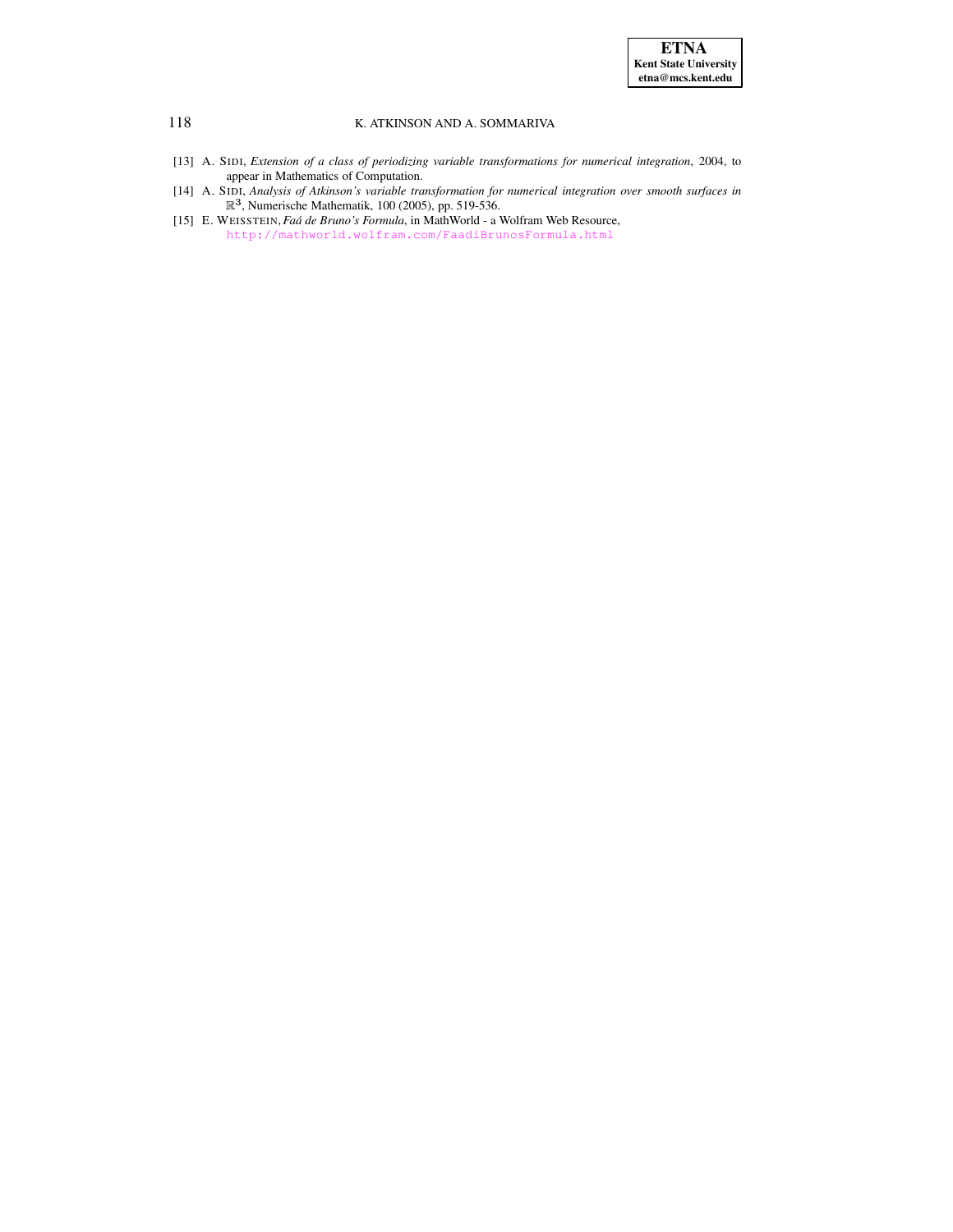[13] A. SIDI, *Extension of a class of periodizing variable transformations for numerical integration*, 2004, to appear in Mathematics of Computation.

[14] A. SIDI, *Analysis of Atkinson's variable transformation for numerical integration over smooth surfaces in* $\mathbb{R}^3$, Numerische Mathematik, 100 (2005), pp. 519-536.

[15] E. WEISSTEIN, *Faá de Bruno's Formula*, in MathWorld - a Wolfram Web Resource, http://mathworld.wolfram.com/FaadiBrunosFormula.html